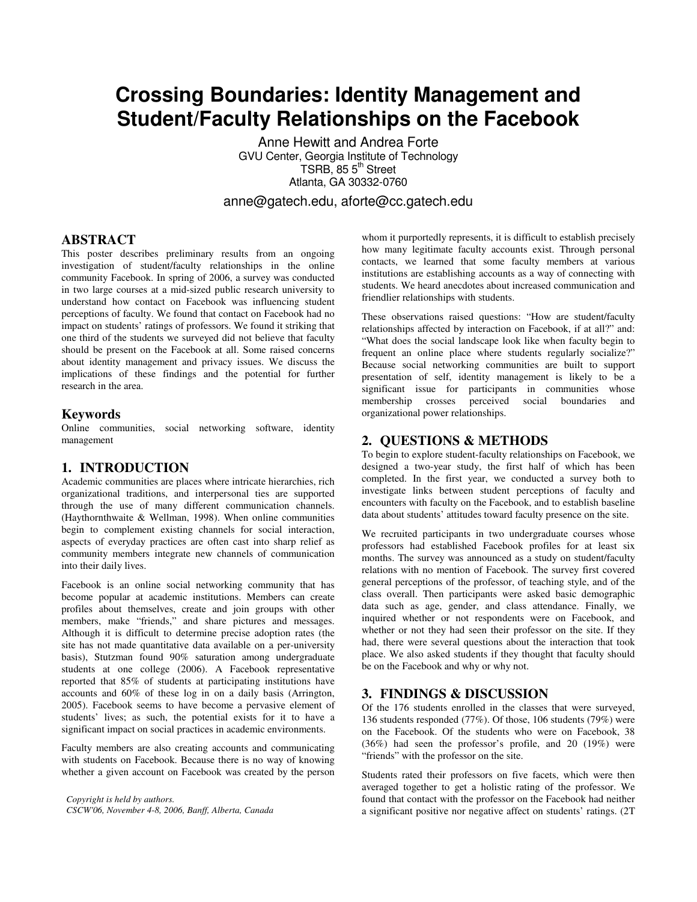# Crossing Boundaries: Identity Management and Student/Faculty Relationships on the Facebook

Anne Hewitt and Andrea Forte
GVU Center, Georgia Institute of Technology
TSRB, 85 5th Street
Atlanta, GA 30332-0760

anne@gatech.edu, aforte@cc.gatech.edu

## ABSTRACT

This poster describes preliminary results from an ongoing investigation of student/faculty relationships in the online community Facebook. In spring of 2006, a survey was conducted in two large courses at a mid-sized public research university to understand how contact on Facebook was influencing student perceptions of faculty. We found that contact on Facebook had no impact on students' ratings of professors. We found it striking that one third of the students we surveyed did not believe that faculty should be present on the Facebook at all. Some raised concerns about identity management and privacy issues. We discuss the implications of these findings and the potential for further research in the area.

## Keywords

Online communities, social networking software, identity management

## 1. INTRODUCTION

Academic communities are places where intricate hierarchies, rich organizational traditions, and interpersonal ties are supported through the use of many different communication channels. (Haythornthwaite & Wellman, 1998). When online communities begin to complement existing channels for social interaction, aspects of everyday practices are often cast into sharp relief as community members integrate new channels of communication into their daily lives.

Facebook is an online social networking community that has become popular at academic institutions. Members can create profiles about themselves, create and join groups with other members, make "friends," and share pictures and messages. Although it is difficult to determine precise adoption rates (the site has not made quantitative data available on a per-university basis), Stutzman found 90% saturation among undergraduate students at one college (2006). A Facebook representative reported that 85% of students at participating institutions have accounts and 60% of these log in on a daily basis (Arrington, 2005). Facebook seems to have become a pervasive element of students' lives; as such, the potential exists for it to have a significant impact on social practices in academic environments.

Faculty members are also creating accounts and communicating with students on Facebook. Because there is no way of knowing whether a given account on Facebook was created by the person whom it purportedly represents, it is difficult to establish precisely how many legitimate faculty accounts exist. Through personal contacts, we learned that some faculty members at various institutions are establishing accounts as a way of connecting with students. We heard anecdotes about increased communication and friendlier relationships with students.

These observations raised questions: "How are student/faculty relationships affected by interaction on Facebook, if at all?" and: "What does the social landscape look like when faculty begin to frequent an online place where students regularly socialize?" Because social networking communities are built to support presentation of self, identity management is likely to be a significant issue for participants in communities whose membership crosses perceived social boundaries and organizational power relationships.

## 2. QUESTIONS & METHODS

To begin to explore student-faculty relationships on Facebook, we designed a two-year study, the first half of which has been completed. In the first year, we conducted a survey both to investigate links between student perceptions of faculty and encounters with faculty on the Facebook, and to establish baseline data about students' attitudes toward faculty presence on the site.

We recruited participants in two undergraduate courses whose professors had established Facebook profiles for at least six months. The survey was announced as a study on student/faculty relations with no mention of Facebook. The survey first covered general perceptions of the professor, of teaching style, and of the class overall. Then participants were asked basic demographic data such as age, gender, and class attendance. Finally, we inquired whether or not respondents were on Facebook, and whether or not they had seen their professor on the site. If they had, there were several questions about the interaction that took place. We also asked students if they thought that faculty should be on the Facebook and why or why not.

## 3. FINDINGS & DISCUSSION

Of the 176 students enrolled in the classes that were surveyed, 136 students responded (77%). Of those, 106 students (79%) were on the Facebook. Of the students who were on Facebook, 38 (36%) had seen the professor's profile, and 20 (19%) were "friends" with the professor on the site.

Students rated their professors on five facets, which were then averaged together to get a holistic rating of the professor. We found that contact with the professor on the Facebook had neither a significant positive nor negative affect on students' ratings. (2T

*Copyright is held by authors.*
*CSCW'06, November 4-8, 2006, Banff, Alberta, Canada*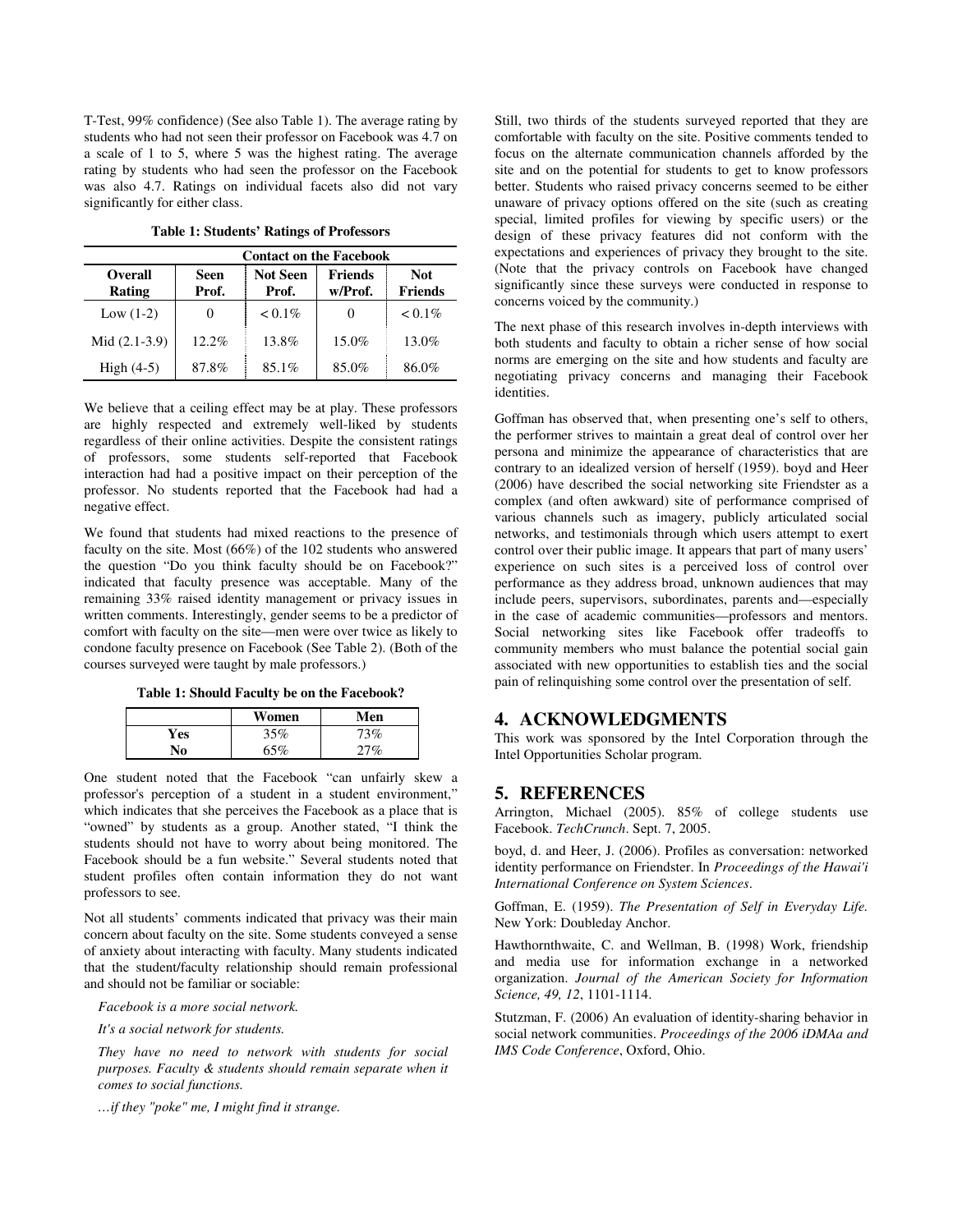T-Test, 99% confidence) (See also Table 1). The average rating by students who had not seen their professor on Facebook was 4.7 on a scale of 1 to 5, where 5 was the highest rating. The average rating by students who had seen the professor on the Facebook was also 4.7. Ratings on individual facets also did not vary significantly for either class.

**Table 1: Students' Ratings of Professors**

| | Contact on the Facebook | | | |
|---|---|---|---|---|
| **Overall Rating** | **Seen Prof.** | **Not Seen Prof.** | **Friends w/Prof.** | **Not Friends** |
| Low (1-2) | 0 | < 0.1% | 0 | < 0.1% |
| Mid (2.1-3.9) | 12.2% | 13.8% | 15.0% | 13.0% |
| High (4-5) | 87.8% | 85.1% | 85.0% | 86.0% |

We believe that a ceiling effect may be at play. These professors are highly respected and extremely well-liked by students regardless of their online activities. Despite the consistent ratings of professors, some students self-reported that Facebook interaction had had a positive impact on their perception of the professor. No students reported that the Facebook had had a negative effect.

We found that students had mixed reactions to the presence of faculty on the site. Most (66%) of the 102 students who answered the question "Do you think faculty should be on Facebook?" indicated that faculty presence was acceptable. Many of the remaining 33% raised identity management or privacy issues in written comments. Interestingly, gender seems to be a predictor of comfort with faculty on the site—men were over twice as likely to condone faculty presence on Facebook (See Table 2). (Both of the courses surveyed were taught by male professors.)

**Table 1: Should Faculty be on the Facebook?**

| | Women | Men |
|---|---|---|
| **Yes** | 35% | 73% |
| **No** | 65% | 27% |

One student noted that the Facebook "can unfairly skew a professor's perception of a student in a student environment," which indicates that she perceives the Facebook as a place that is "owned" by students as a group. Another stated, "I think the students should not have to worry about being monitored. The Facebook should be a fun website." Several students noted that student profiles often contain information they do not want professors to see.

Not all students' comments indicated that privacy was their main concern about faculty on the site. Some students conveyed a sense of anxiety about interacting with faculty. Many students indicated that the student/faculty relationship should remain professional and should not be familiar or sociable:

> *Facebook is a more social network.*
>
> *It's a social network for students.*
>
> *They have no need to network with students for social purposes. Faculty & students should remain separate when it comes to social functions.*
>
> *…if they "poke" me, I might find it strange.*

Still, two thirds of the students surveyed reported that they are comfortable with faculty on the site. Positive comments tended to focus on the alternate communication channels afforded by the site and on the potential for students to get to know professors better. Students who raised privacy concerns seemed to be either unaware of privacy options offered on the site (such as creating special, limited profiles for viewing by specific users) or the design of these privacy features did not conform with the expectations and experiences of privacy they brought to the site. (Note that the privacy controls on Facebook have changed significantly since these surveys were conducted in response to concerns voiced by the community.)

The next phase of this research involves in-depth interviews with both students and faculty to obtain a richer sense of how social norms are emerging on the site and how students and faculty are negotiating privacy concerns and managing their Facebook identities.

Goffman has observed that, when presenting one's self to others, the performer strives to maintain a great deal of control over her persona and minimize the appearance of characteristics that are contrary to an idealized version of herself (1959). boyd and Heer (2006) have described the social networking site Friendster as a complex (and often awkward) site of performance comprised of various channels such as imagery, publicly articulated social networks, and testimonials through which users attempt to exert control over their public image. It appears that part of many users' experience on such sites is a perceived loss of control over performance as they address broad, unknown audiences that may include peers, supervisors, subordinates, parents and—especially in the case of academic communities—professors and mentors. Social networking sites like Facebook offer tradeoffs to community members who must balance the potential social gain associated with new opportunities to establish ties and the social pain of relinquishing some control over the presentation of self.

## 4. ACKNOWLEDGMENTS

This work was sponsored by the Intel Corporation through the Intel Opportunities Scholar program.

## 5. REFERENCES

Arrington, Michael (2005). 85% of college students use Facebook. *TechCrunch*. Sept. 7, 2005.

boyd, d. and Heer, J. (2006). Profiles as conversation: networked identity performance on Friendster. In *Proceedings of the Hawai'i International Conference on System Sciences*.

Goffman, E. (1959). *The Presentation of Self in Everyday Life.* New York: Doubleday Anchor.

Hawthornthwaite, C. and Wellman, B. (1998) Work, friendship and media use for information exchange in a networked organization. *Journal of the American Society for Information Science, 49, 12*, 1101-1114.

Stutzman, F. (2006) An evaluation of identity-sharing behavior in social network communities. *Proceedings of the 2006 iDMAa and IMS Code Conference*, Oxford, Ohio.